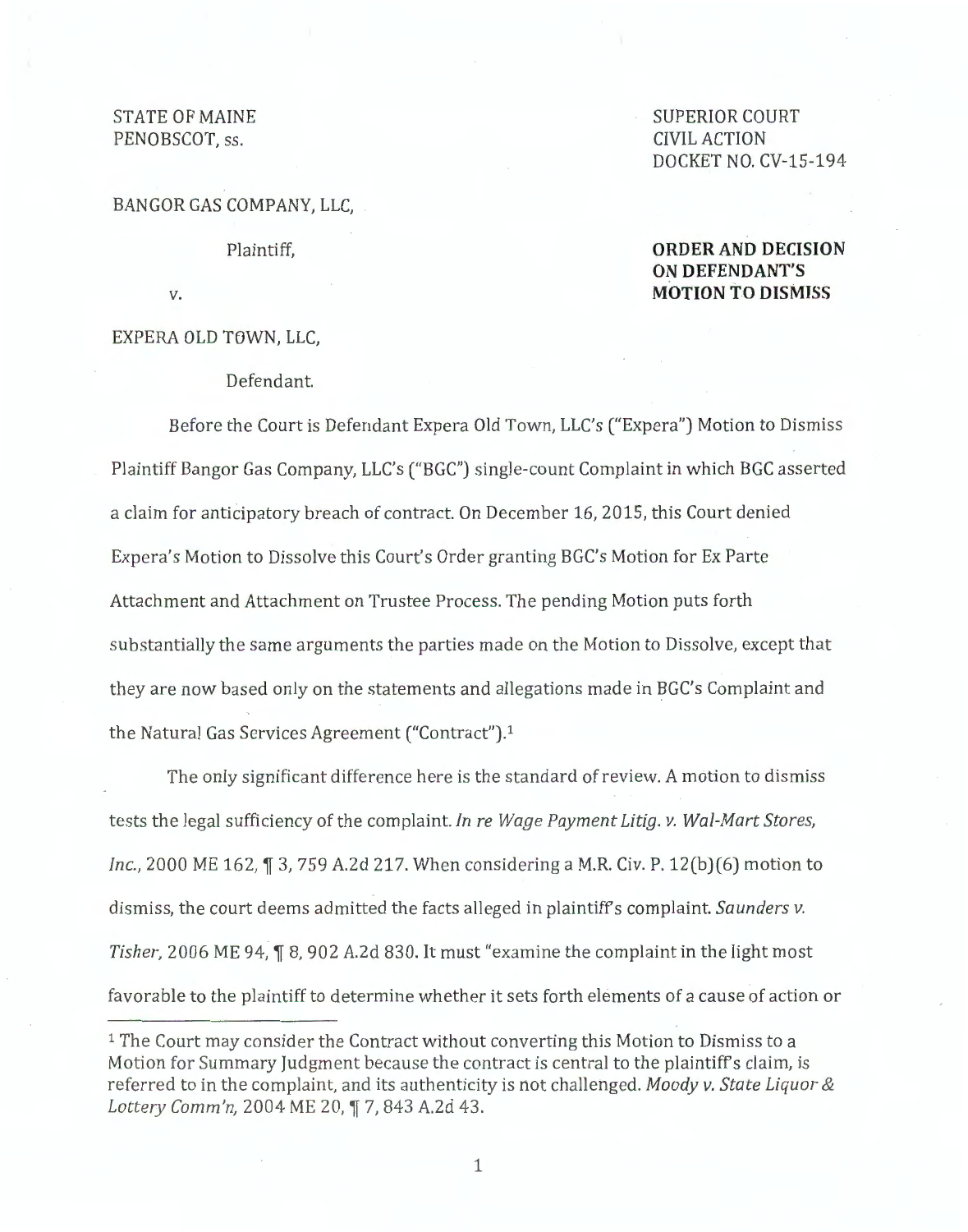STATE OF MAINE
PENOBSCOT, ss.

SUPERIOR COURT
CIVIL ACTION
DOCKET NO. CV-15-194

BANGOR GAS COMPANY, LLC,

Plaintiff,

v.

EXPERA OLD TOWN, LLC,

Defendant.

**ORDER AND DECISION ON DEFENDANT'S MOTION TO DISMISS**

Before the Court is Defendant Expera Old Town, LLC's ("Expera") Motion to Dismiss Plaintiff Bangor Gas Company, LLC's ("BGC") single-count Complaint in which BGC asserted a claim for anticipatory breach of contract. On December 16, 2015, this Court denied Expera's Motion to Dissolve this Court's Order granting BGC's Motion for Ex Parte Attachment and Attachment on Trustee Process. The pending Motion puts forth substantially the same arguments the parties made on the Motion to Dissolve, except that they are now based only on the statements and allegations made in BGC's Complaint and the Natural Gas Services Agreement ("Contract").[1]

The only significant difference here is the standard of review. A motion to dismiss tests the legal sufficiency of the complaint. *In re Wage Payment Litig. v. Wal-Mart Stores, Inc.*, 2000 ME 162, ¶ 3, 759 A.2d 217. When considering a M.R. Civ. P. 12(b)(6) motion to dismiss, the court deems admitted the facts alleged in plaintiff's complaint. *Saunders v. Tisher*, 2006 ME 94, ¶ 8, 902 A.2d 830. It must "examine the complaint in the light most favorable to the plaintiff to determine whether it sets forth elements of a cause of action or

[1] The Court may consider the Contract without converting this Motion to Dismiss to a Motion for Summary Judgment because the contract is central to the plaintiff's claim, is referred to in the complaint, and its authenticity is not challenged. *Moody v. State Liquor & Lottery Comm'n*, 2004 ME 20, ¶ 7, 843 A.2d 43.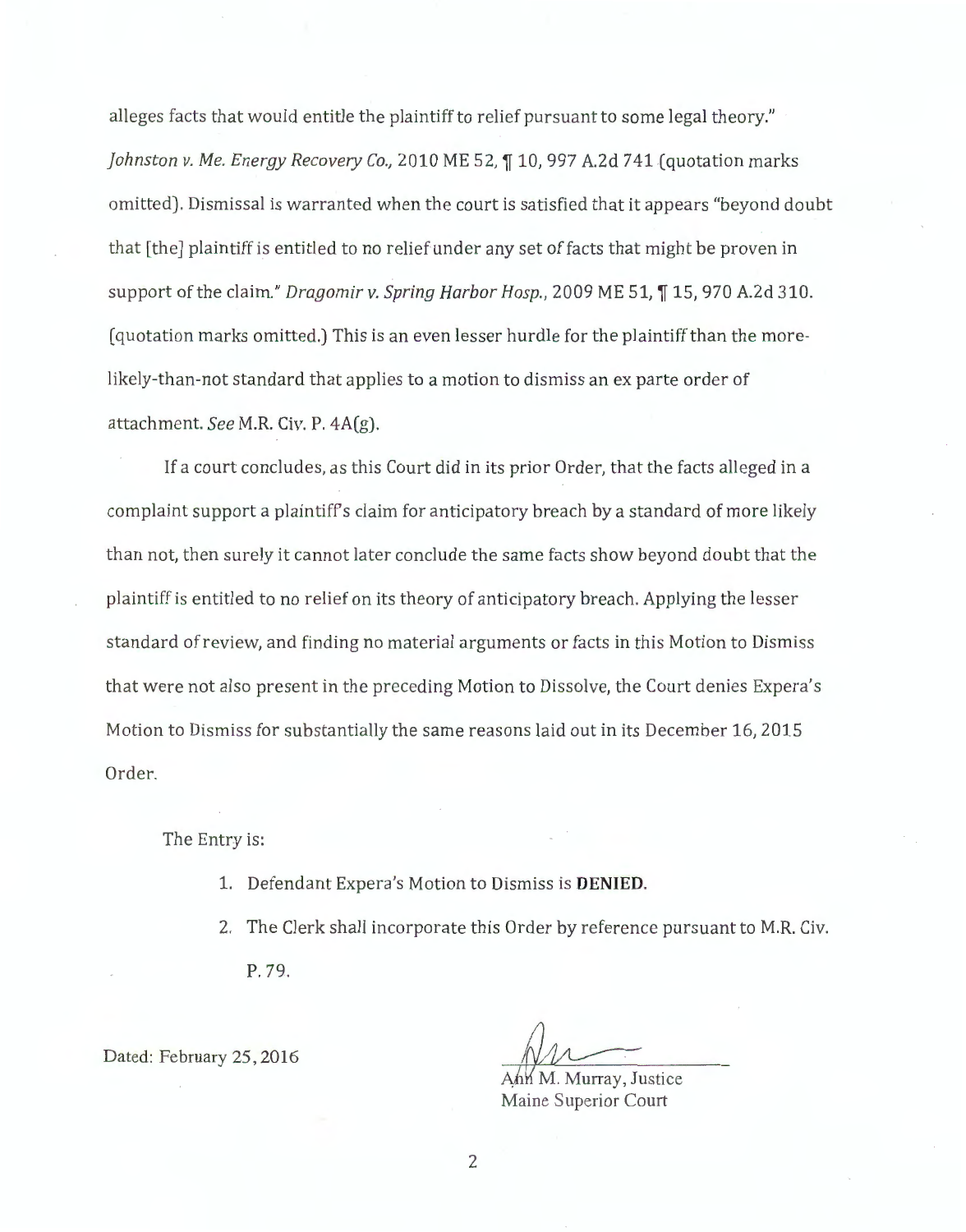alleges facts that would entitle the plaintiff to relief pursuant to some legal theory." *Johnston v. Me. Energy Recovery Co.,* 2010 ME 52, ¶ 10, 997 A.2d 741 (quotation marks omitted). Dismissal is warranted when the court is satisfied that it appears "beyond doubt that [the] plaintiff is entitled to no relief under any set of facts that might be proven in support of the claim." *Dragomir v. Spring Harbor Hosp.*, 2009 ME 51, ¶ 15, 970 A.2d 310. (quotation marks omitted.) This is an even lesser hurdle for the plaintiff than the more-likely-than-not standard that applies to a motion to dismiss an ex parte order of attachment. *See* M.R. Civ. P. 4A(g).

If a court concludes, as this Court did in its prior Order, that the facts alleged in a complaint support a plaintiff's claim for anticipatory breach by a standard of more likely than not, then surely it cannot later conclude the same facts show beyond doubt that the plaintiff is entitled to no relief on its theory of anticipatory breach. Applying the lesser standard of review, and finding no material arguments or facts in this Motion to Dismiss that were not also present in the preceding Motion to Dissolve, the Court denies Expera's Motion to Dismiss for substantially the same reasons laid out in its December 16, 2015 Order.

The Entry is:

1. Defendant Expera's Motion to Dismiss is **DENIED.**
2. The Clerk shall incorporate this Order by reference pursuant to M.R. Civ. P. 79.

Dated: February 25, 2016

Ann M. Murray, Justice
Maine Superior Court